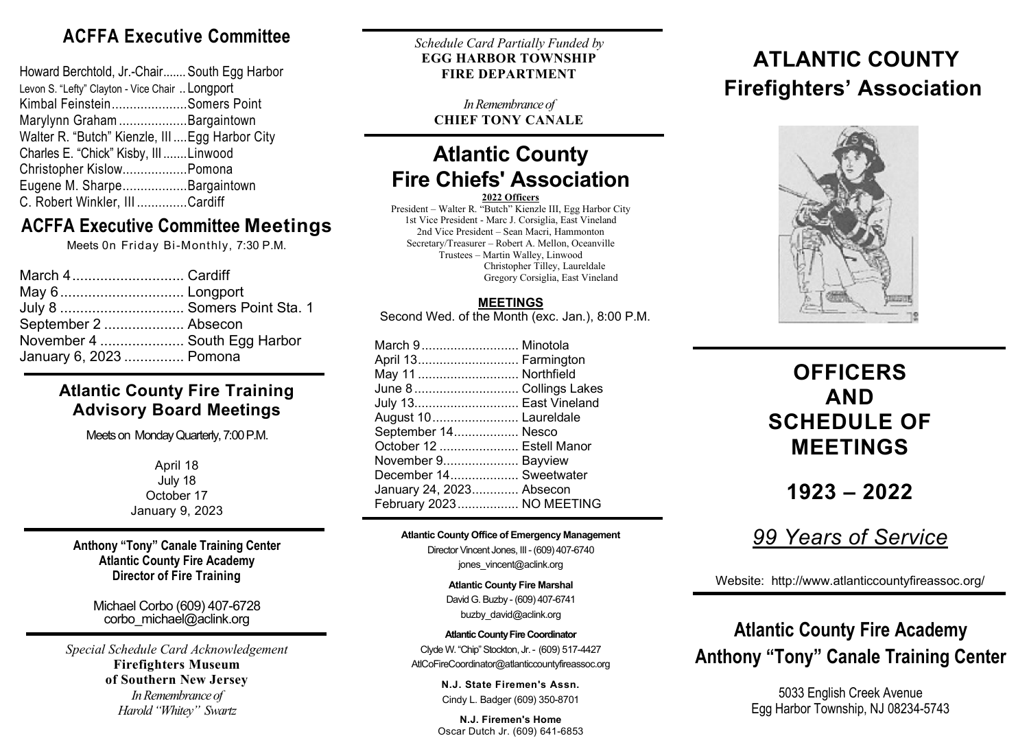## ACFFA Executive Committee

Howard Berchtold, Jr.-Chair....... South Egg Harbor
Levon S. "Lefty" Clayton - Vice Chair .. Longport
Kimbal Feinstein..................... Somers Point
Marylynn Graham ................... Bargaintown
Walter R. "Butch" Kienzle, III .... Egg Harbor City
Charles E. "Chick" Kisby, III ....... Linwood
Christopher Kislow.................. Pomona
Eugene M. Sharpe.................. Bargaintown
C. Robert Winkler, III .............. Cardiff

## ACFFA Executive Committee Meetings

Meets 0n Friday Bi-Monthly, 7:30 P.M.

March 4 ............................ Cardiff
May 6 ............................... Longport
July 8 ............................... Somers Point Sta. 1
September 2 .................... Absecon
November 4 ..................... South Egg Harbor
January 6, 2023 ............... Pomona

### Atlantic County Fire Training Advisory Board Meetings

Meets on Monday Quarterly, 7:00 P.M.

April 18
July 18
October 17
January 9, 2023

**Anthony "Tony" Canale Training Center**
**Atlantic County Fire Academy**
**Director of Fire Training**

Michael Corbo (609) 407-6728
corbo_michael@aclink.org

*Special Schedule Card Acknowledgement*
**Firefighters Museum**
**of Southern New Jersey**
*In Remembrance of*
*Harold "Whitey" Swartz*

---

*Schedule Card Partially Funded by*
**EGG HARBOR TOWNSHIP**
**FIRE DEPARTMENT**

*In Remembrance of*
**CHIEF TONY CANALE**

## Atlantic County Fire Chiefs' Association

**2022 Officers**

President – Walter R. "Butch" Kienzle III, Egg Harbor City
1st Vice President - Marc J. Corsiglia, East Vineland
2nd Vice President – Sean Macri, Hammonton
Secretary/Treasurer – Robert A. Mellon, Oceanville
Trustees – Martin Walley, Linwood
Christopher Tilley, Laureldale
Gregory Corsiglia, East Vineland

**MEETINGS**

Second Wed. of the Month (exc. Jan.), 8:00 P.M.

March 9 .......................... Minotola
April 13........................... Farmington
May 11 ........................... Northfield
June 8 ............................ Collings Lakes
July 13............................ East Vineland
August 10........................ Laureldale
September 14.................. Nesco
October 12 ...................... Estell Manor
November 9..................... Bayview
December 14................... Sweetwater
January 24, 2023............. Absecon
February 2023................. NO MEETING

**Atlantic County Office of Emergency Management**
Director Vincent Jones, III - (609) 407-6740
jones_vincent@aclink.org

**Atlantic County Fire Marshal**
David G. Buzby - (609) 407-6741
buzby_david@aclink.org

**Atlantic County Fire Coordinator**
Clyde W. "Chip" Stockton, Jr. - (609) 517-4427
AtlCoFireCoordinator@atlanticcountyfireassoc.org

**N.J. State Firemen's Assn.**
Cindy L. Badger (609) 350-8701

**N.J. Firemen's Home**
Oscar Dutch Jr. (609) 641-6853

---

# ATLANTIC COUNTY Firefighters' Association

## OFFICERS AND SCHEDULE OF MEETINGS

## 1923 – 2022

*99 Years of Service*

Website: http://www.atlanticcountyfireassoc.org/

## Atlantic County Fire Academy Anthony "Tony" Canale Training Center

5033 English Creek Avenue
Egg Harbor Township, NJ 08234-5743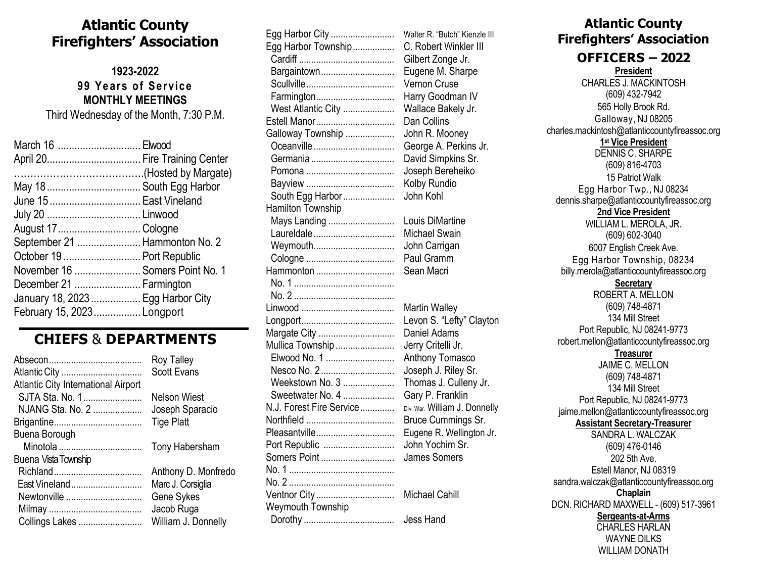# Atlantic County Firefighters' Association

**1923-2022**

**99 Years of Service**

**MONTHLY MEETINGS**

Third Wednesday of the Month, 7:30 P.M.

| | |
|---|---|
| March 16 | Elwood |
| April 20 | Fire Training Center (Hosted by Margate) |
| May 18 | South Egg Harbor |
| June 15 | East Vineland |
| July 20 | Linwood |
| August 17 | Cologne |
| September 21 | Hammonton No. 2 |
| October 19 | Port Republic |
| November 16 | Somers Point No. 1 |
| December 21 | Farmington |
| January 18, 2023 | Egg Harbor City |
| February 15, 2023 | Longport |

## CHIEFS & DEPARTMENTS

| | |
|---|---|
| Absecon | Roy Talley |
| Atlantic City | Scott Evans |
| Atlantic City International Airport | |
| SJTA Sta. No. 1 | Nelson Wiest |
| NJANG Sta. No. 2 | Joseph Sparacio |
| Brigantine | Tige Platt |
| Buena Borough | |
| Minotola | Tony Habersham |
| Buena Vista Township | |
| Richland | Anthony D. Monfredo |
| East Vineland | Marc J. Corsiglia |
| Newtonville | Gene Sykes |
| Milmay | Jacob Ruga |
| Collings Lakes | William J. Donnelly |
| Egg Harbor City | Walter R. "Butch" Kienzle III |
| Egg Harbor Township | C. Robert Winkler III |
| Cardiff | Gilbert Zonge Jr. |
| Bargaintown | Eugene M. Sharpe |
| Scullville | Vernon Cruse |
| Farmington | Harry Goodman IV |
| West Atlantic City | Wallace Bakely Jr. |
| Estell Manor | Dan Collins |
| Galloway Township | John R. Mooney |
| Oceanville | George A. Perkins Jr. |
| Germania | David Simpkins Sr. |
| Pomona | Joseph Bereheiko |
| Bayview | Kolby Rundio |
| South Egg Harbor | John Kohl |
| Hamilton Township | |
| Mays Landing | Louis DiMartine |
| Laureldale | Michael Swain |
| Weymouth | John Carrigan |
| Cologne | Paul Gramm |
| Hammonton | Sean Macri |
| No. 1 | |
| No. 2 | |
| Linwood | Martin Walley |
| Longport | Levon S. "Lefty" Clayton |
| Margate City | Daniel Adams |
| Mullica Township | Jerry Critelli Jr. |
| Elwood No. 1 | Anthony Tomasco |
| Nesco No. 2 | Joseph J. Riley Sr. |
| Weekstown No. 3 | Thomas J. Culleny Jr. |
| Sweetwater No. 4 | Gary P. Franklin |
| N.J. Forest Fire Service | Div. War. William J. Donnelly |
| Northfield | Bruce Cummings Sr. |
| Pleasantville | Eugene R. Wellington Jr. |
| Port Republic | John Yochim Sr. |
| Somers Point | James Somers |
| No. 1 | |
| No. 2 | |
| Ventnor City | Michael Cahill |
| Weymouth Township | |
| Dorothy | Jess Hand |

# Atlantic County Firefighters' Association

## OFFICERS – 2022

**President**

CHARLES J. MACKINTOSH
(609) 432-7942
565 Holly Brook Rd.
Galloway, NJ 08205
charles.mackintosh@atlanticcountyfireassoc.org

**1st Vice President**

DENNIS C. SHARPE
(609) 816-4703
15 Patriot Walk
Egg Harbor Twp., NJ 08234
dennis.sharpe@atlanticcountyfireassoc.org

**2nd Vice President**

WILLIAM L. MEROLA, JR.
(609) 602-3040
6007 English Creek Ave.
Egg Harbor Township, 08234
billy.merola@atlanticcountyfireassoc.org

**Secretary**

ROBERT A. MELLON
(609) 748-4871
134 Mill Street
Port Republic, NJ 08241-9773
robert.mellon@atlanticcountyfireassoc.org

**Treasurer**

JAIME C. MELLON
(609) 748-4871
134 Mill Street
Port Republic, NJ 08241-9773
jaime.mellon@atlanticcountyfireassoc.org

**Assistant Secretary-Treasurer**

SANDRA L. WALCZAK
(609) 476-0146
202 5th Ave.
Estell Manor, NJ 08319
sandra.walczak@atlanticcountyfireassoc.org

**Chaplain**

DCN. RICHARD MAXWELL - (609) 517-3961

**Sergeants-at-Arms**

CHARLES HARLAN
WAYNE DILKS
WILLIAM DONATH